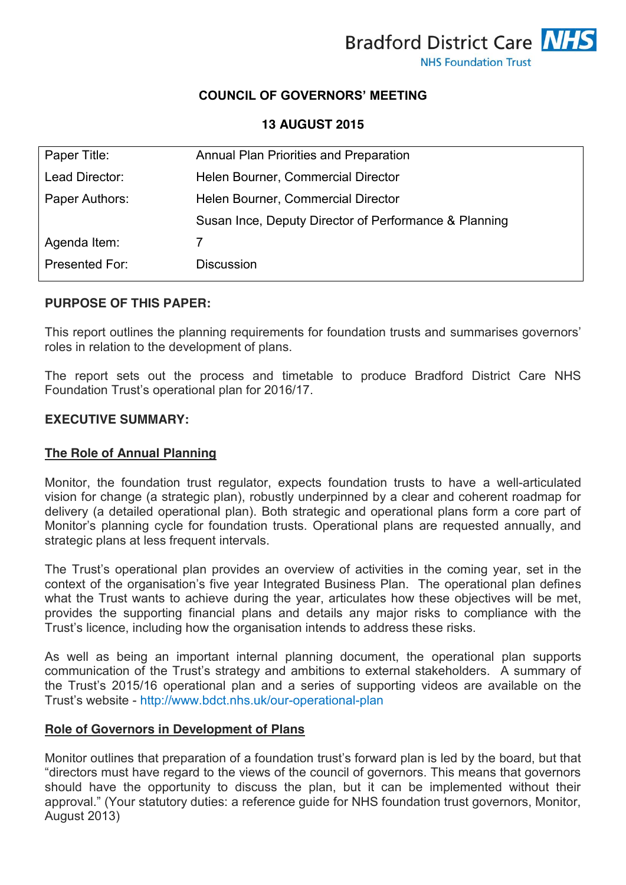Bradford District Care NHS Foundation Trust

**COUNCIL OF GOVERNORS' MEETING**

**13 AUGUST 2015**

| Paper Title: | Annual Plan Priorities and Preparation |
|---|---|
| Lead Director: | Helen Bourner, Commercial Director |
| Paper Authors: | Helen Bourner, Commercial Director |
| | Susan Ince, Deputy Director of Performance & Planning |
| Agenda Item: | 7 |
| Presented For: | Discussion |

**PURPOSE OF THIS PAPER:**

This report outlines the planning requirements for foundation trusts and summarises governors' roles in relation to the development of plans.

The report sets out the process and timetable to produce Bradford District Care NHS Foundation Trust's operational plan for 2016/17.

**EXECUTIVE SUMMARY:**

**The Role of Annual Planning**

Monitor, the foundation trust regulator, expects foundation trusts to have a well-articulated vision for change (a strategic plan), robustly underpinned by a clear and coherent roadmap for delivery (a detailed operational plan). Both strategic and operational plans form a core part of Monitor's planning cycle for foundation trusts. Operational plans are requested annually, and strategic plans at less frequent intervals.

The Trust's operational plan provides an overview of activities in the coming year, set in the context of the organisation's five year Integrated Business Plan. The operational plan defines what the Trust wants to achieve during the year, articulates how these objectives will be met, provides the supporting financial plans and details any major risks to compliance with the Trust's licence, including how the organisation intends to address these risks.

As well as being an important internal planning document, the operational plan supports communication of the Trust's strategy and ambitions to external stakeholders. A summary of the Trust's 2015/16 operational plan and a series of supporting videos are available on the Trust's website - http://www.bdct.nhs.uk/our-operational-plan

**Role of Governors in Development of Plans**

Monitor outlines that preparation of a foundation trust's forward plan is led by the board, but that "directors must have regard to the views of the council of governors. This means that governors should have the opportunity to discuss the plan, but it can be implemented without their approval." (Your statutory duties: a reference guide for NHS foundation trust governors, Monitor, August 2013)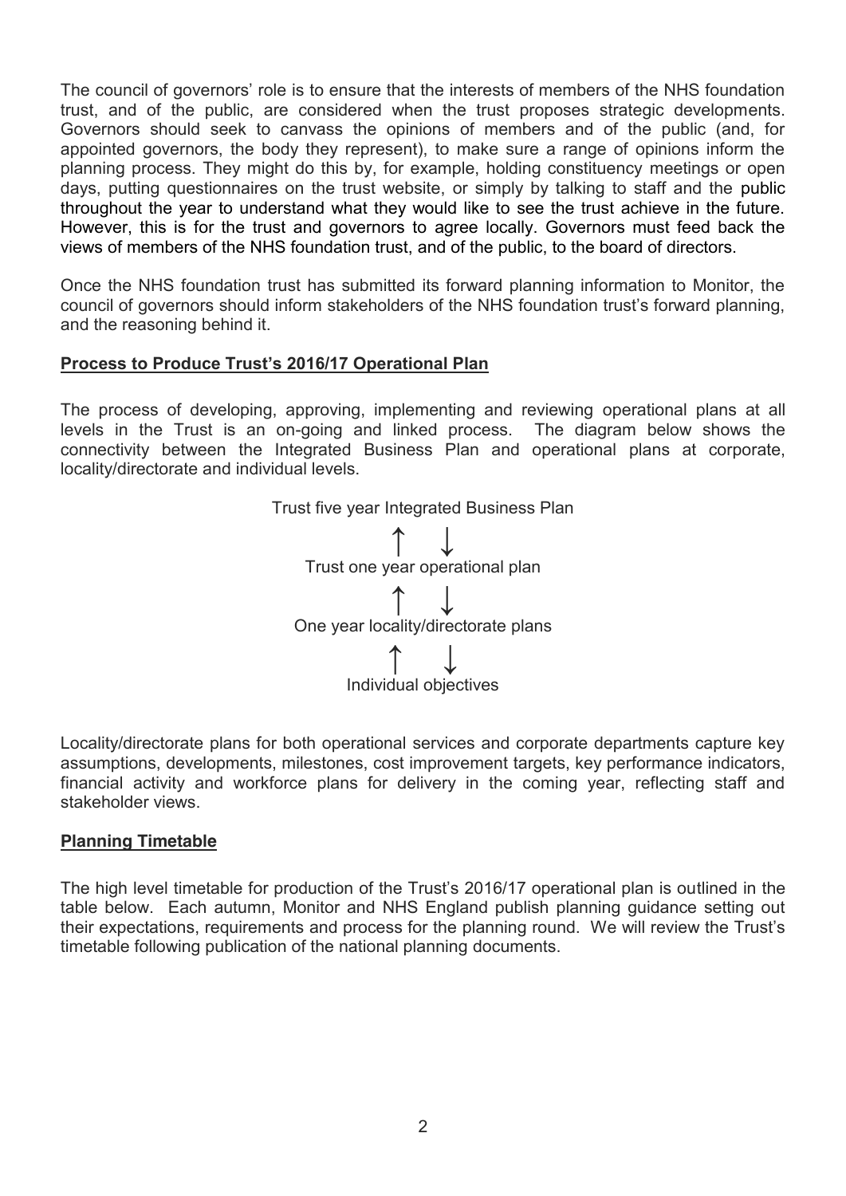The council of governors' role is to ensure that the interests of members of the NHS foundation trust, and of the public, are considered when the trust proposes strategic developments. Governors should seek to canvass the opinions of members and of the public (and, for appointed governors, the body they represent), to make sure a range of opinions inform the planning process. They might do this by, for example, holding constituency meetings or open days, putting questionnaires on the trust website, or simply by talking to staff and the public throughout the year to understand what they would like to see the trust achieve in the future. However, this is for the trust and governors to agree locally. Governors must feed back the views of members of the NHS foundation trust, and of the public, to the board of directors.

Once the NHS foundation trust has submitted its forward planning information to Monitor, the council of governors should inform stakeholders of the NHS foundation trust's forward planning, and the reasoning behind it.

**Process to Produce Trust's 2016/17 Operational Plan**

The process of developing, approving, implementing and reviewing operational plans at all levels in the Trust is an on-going and linked process. The diagram below shows the connectivity between the Integrated Business Plan and operational plans at corporate, locality/directorate and individual levels.

Trust five year Integrated Business Plan

↑ ↓

Trust one year operational plan

↑ ↓

One year locality/directorate plans

↑ ↓

Individual objectives

Locality/directorate plans for both operational services and corporate departments capture key assumptions, developments, milestones, cost improvement targets, key performance indicators, financial activity and workforce plans for delivery in the coming year, reflecting staff and stakeholder views.

**Planning Timetable**

The high level timetable for production of the Trust's 2016/17 operational plan is outlined in the table below. Each autumn, Monitor and NHS England publish planning guidance setting out their expectations, requirements and process for the planning round. We will review the Trust's timetable following publication of the national planning documents.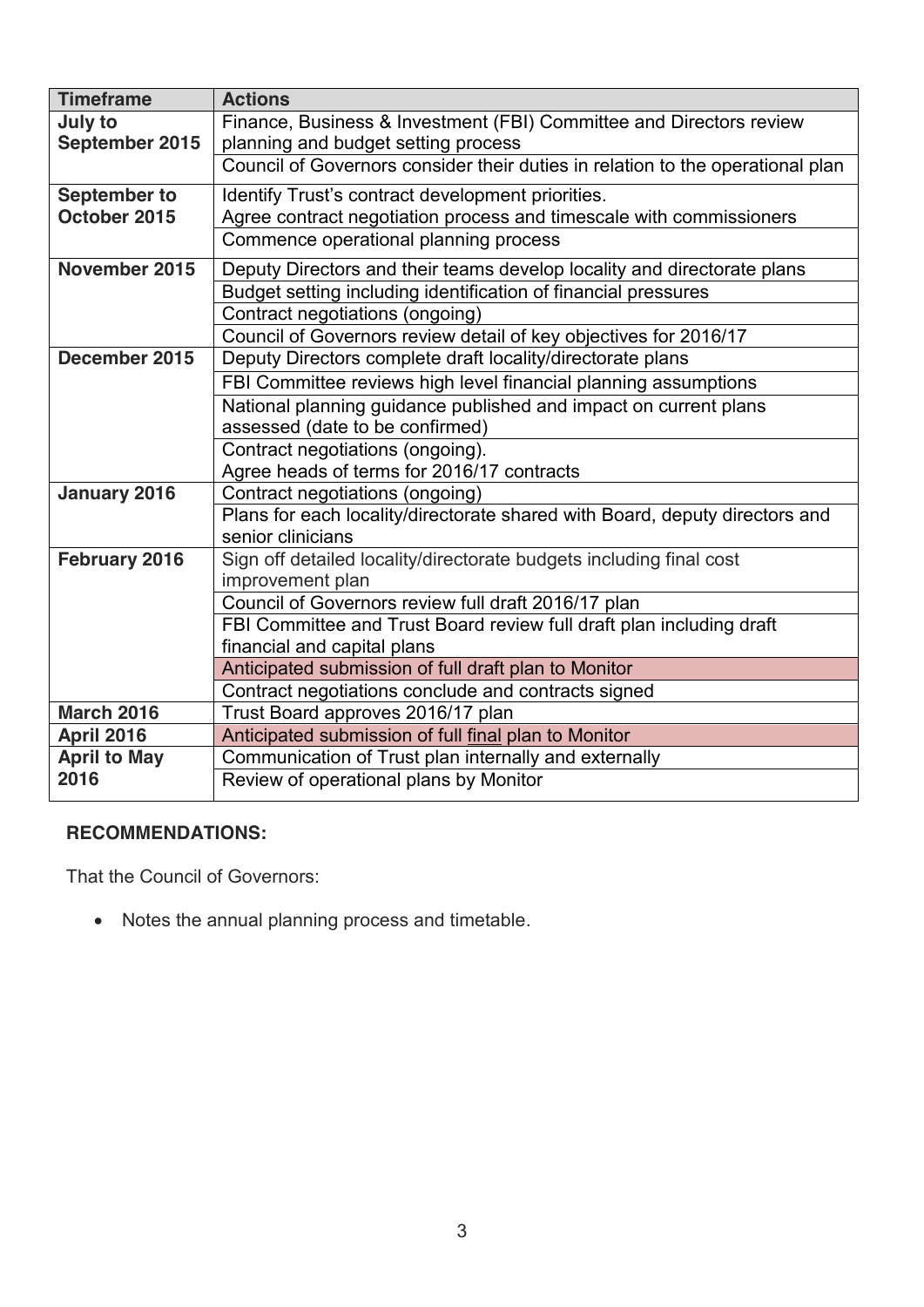| Timeframe | Actions |
|---|---|
| **July to September 2015** | Finance, Business & Investment (FBI) Committee and Directors review planning and budget setting process |
| | Council of Governors consider their duties in relation to the operational plan |
| **September to October 2015** | Identify Trust's contract development priorities. Agree contract negotiation process and timescale with commissioners |
| | Commence operational planning process |
| **November 2015** | Deputy Directors and their teams develop locality and directorate plans |
| | Budget setting including identification of financial pressures |
| | Contract negotiations (ongoing) |
| | Council of Governors review detail of key objectives for 2016/17 |
| **December 2015** | Deputy Directors complete draft locality/directorate plans |
| | FBI Committee reviews high level financial planning assumptions |
| | National planning guidance published and impact on current plans assessed (date to be confirmed) |
| | Contract negotiations (ongoing). Agree heads of terms for 2016/17 contracts |
| **January 2016** | Contract negotiations (ongoing) |
| | Plans for each locality/directorate shared with Board, deputy directors and senior clinicians |
| **February 2016** | Sign off detailed locality/directorate budgets including final cost improvement plan |
| | Council of Governors review full draft 2016/17 plan |
| | FBI Committee and Trust Board review full draft plan including draft financial and capital plans |
| | Anticipated submission of full draft plan to Monitor |
| | Contract negotiations conclude and contracts signed |
| **March 2016** | Trust Board approves 2016/17 plan |
| **April 2016** | Anticipated submission of full final plan to Monitor |
| **April to May 2016** | Communication of Trust plan internally and externally |
| | Review of operational plans by Monitor |

**RECOMMENDATIONS:**

That the Council of Governors:

- Notes the annual planning process and timetable.